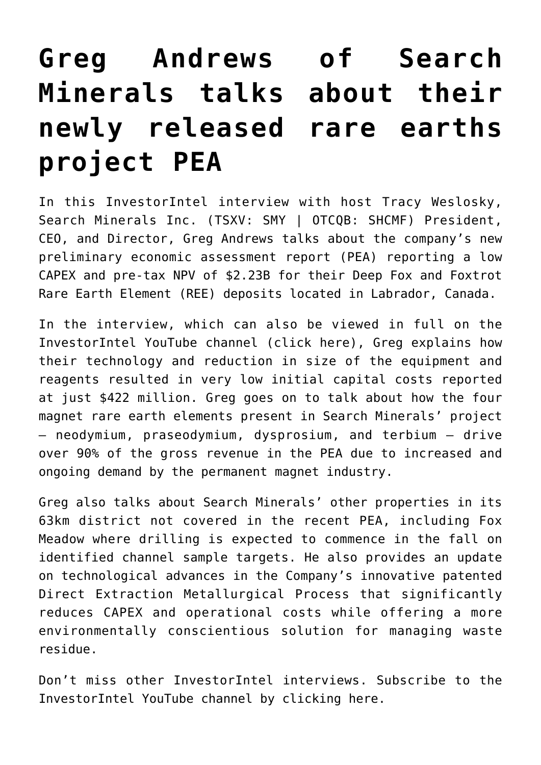# Greg Andrews of Search Minerals talks about their newly released rare earths project PEA

In this InvestorIntel interview with host Tracy Weslosky, Search Minerals Inc. (TSXV: SMY | OTCQB: SHCMF) President, CEO, and Director, Greg Andrews talks about the company's new preliminary economic assessment report (PEA) reporting a low CAPEX and pre-tax NPV of $2.23B for their Deep Fox and Foxtrot Rare Earth Element (REE) deposits located in Labrador, Canada.

In the interview, which can also be viewed in full on the InvestorIntel YouTube channel (click here), Greg explains how their technology and reduction in size of the equipment and reagents resulted in very low initial capital costs reported at just $422 million. Greg goes on to talk about how the four magnet rare earth elements present in Search Minerals' project – neodymium, praseodymium, dysprosium, and terbium – drive over 90% of the gross revenue in the PEA due to increased and ongoing demand by the permanent magnet industry.

Greg also talks about Search Minerals' other properties in its 63km district not covered in the recent PEA, including Fox Meadow where drilling is expected to commence in the fall on identified channel sample targets. He also provides an update on technological advances in the Company's innovative patented Direct Extraction Metallurgical Process that significantly reduces CAPEX and operational costs while offering a more environmentally conscientious solution for managing waste residue.

Don't miss other InvestorIntel interviews. Subscribe to the InvestorIntel YouTube channel by clicking here.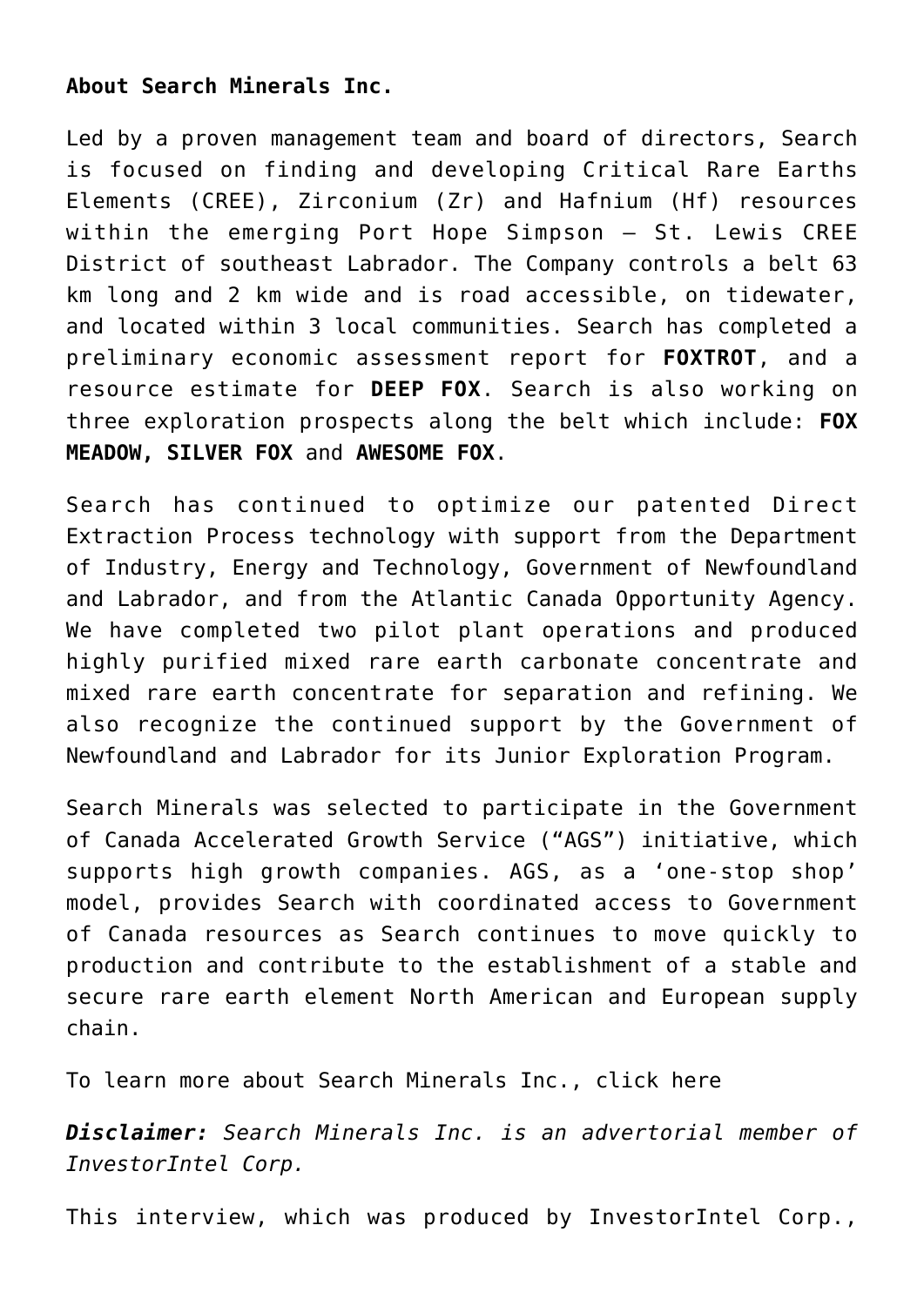**About Search Minerals Inc.**

Led by a proven management team and board of directors, Search is focused on finding and developing Critical Rare Earths Elements (CREE), Zirconium (Zr) and Hafnium (Hf) resources within the emerging Port Hope Simpson – St. Lewis CREE District of southeast Labrador. The Company controls a belt 63 km long and 2 km wide and is road accessible, on tidewater, and located within 3 local communities. Search has completed a preliminary economic assessment report for **FOXTROT**, and a resource estimate for **DEEP FOX**. Search is also working on three exploration prospects along the belt which include: **FOX MEADOW, SILVER FOX** and **AWESOME FOX**.

Search has continued to optimize our patented Direct Extraction Process technology with support from the Department of Industry, Energy and Technology, Government of Newfoundland and Labrador, and from the Atlantic Canada Opportunity Agency. We have completed two pilot plant operations and produced highly purified mixed rare earth carbonate concentrate and mixed rare earth concentrate for separation and refining. We also recognize the continued support by the Government of Newfoundland and Labrador for its Junior Exploration Program.

Search Minerals was selected to participate in the Government of Canada Accelerated Growth Service ("AGS") initiative, which supports high growth companies. AGS, as a 'one-stop shop' model, provides Search with coordinated access to Government of Canada resources as Search continues to move quickly to production and contribute to the establishment of a stable and secure rare earth element North American and European supply chain.

To learn more about Search Minerals Inc., click here

***Disclaimer:*** *Search Minerals Inc. is an advertorial member of InvestorIntel Corp.*

This interview, which was produced by InvestorIntel Corp.,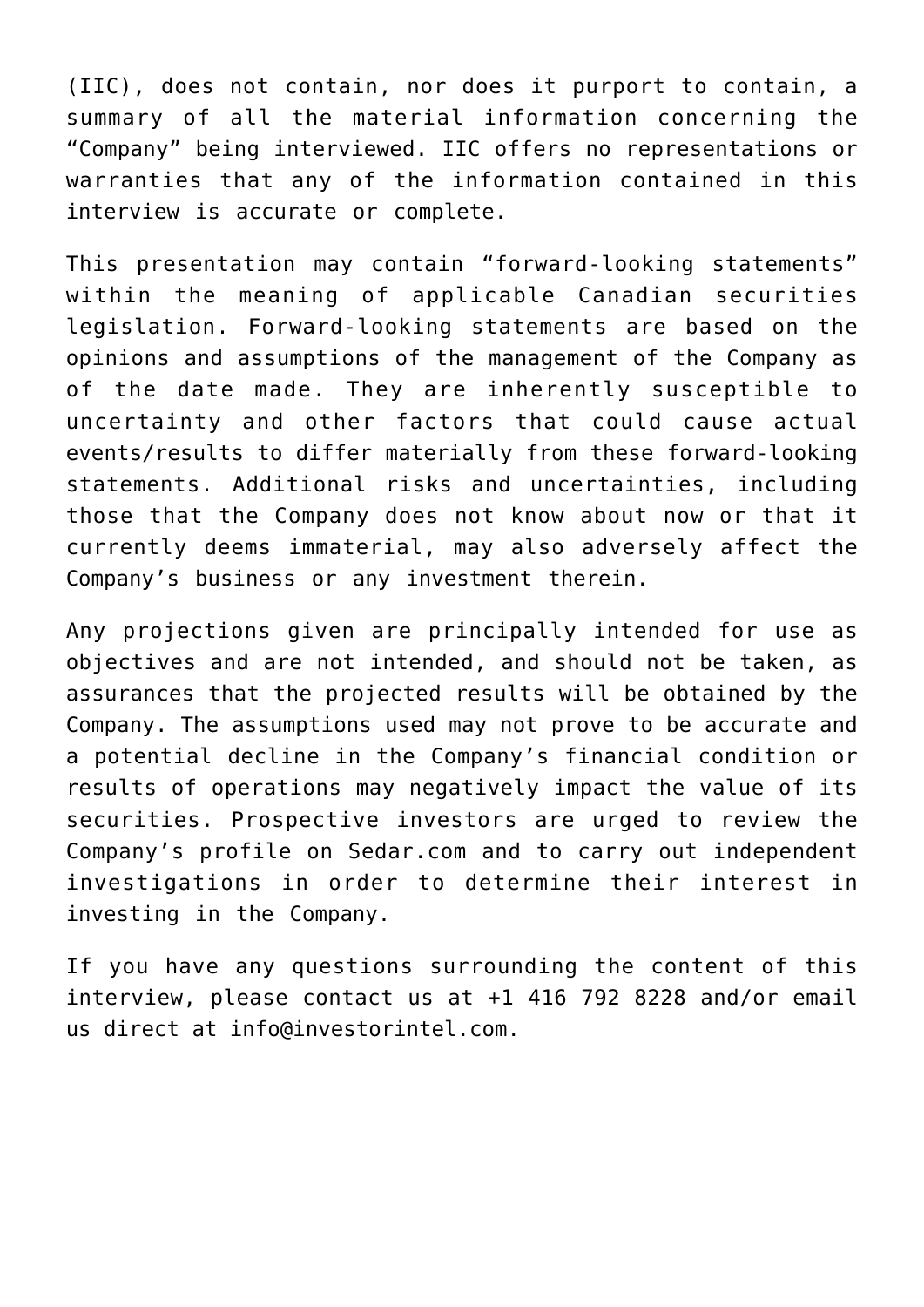(IIC), does not contain, nor does it purport to contain, a summary of all the material information concerning the "Company" being interviewed. IIC offers no representations or warranties that any of the information contained in this interview is accurate or complete.

This presentation may contain "forward-looking statements" within the meaning of applicable Canadian securities legislation. Forward-looking statements are based on the opinions and assumptions of the management of the Company as of the date made. They are inherently susceptible to uncertainty and other factors that could cause actual events/results to differ materially from these forward-looking statements. Additional risks and uncertainties, including those that the Company does not know about now or that it currently deems immaterial, may also adversely affect the Company's business or any investment therein.

Any projections given are principally intended for use as objectives and are not intended, and should not be taken, as assurances that the projected results will be obtained by the Company. The assumptions used may not prove to be accurate and a potential decline in the Company's financial condition or results of operations may negatively impact the value of its securities. Prospective investors are urged to review the Company's profile on Sedar.com and to carry out independent investigations in order to determine their interest in investing in the Company.

If you have any questions surrounding the content of this interview, please contact us at +1 416 792 8228 and/or email us direct at info@investorintel.com.